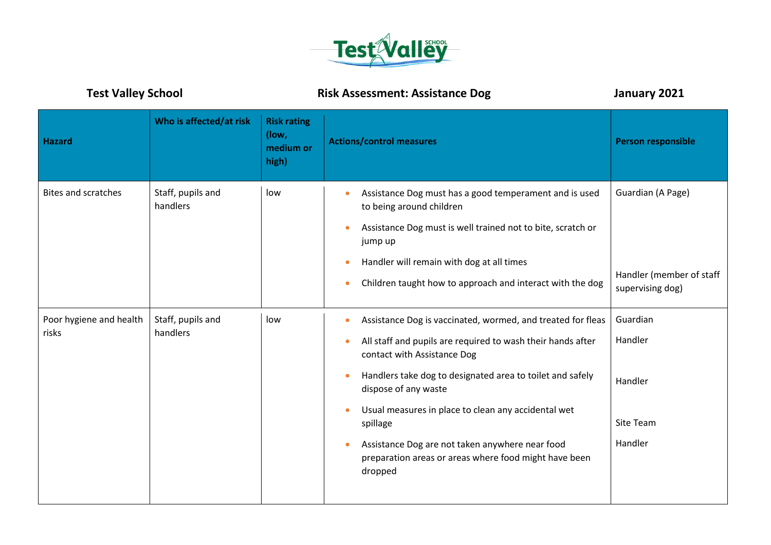**Test Valley School** **Risk Assessment: Assistance Dog** **January 2021**

| Hazard | Who is affected/at risk | Risk rating (low, medium or high) | Actions/control measures | Person responsible |
|---|---|---|---|---|
| Bites and scratches | Staff, pupils and handlers | low | • Assistance Dog must has a good temperament and is used to being around children<br>• Assistance Dog must is well trained not to bite, scratch or jump up<br>• Handler will remain with dog at all times<br>• Children taught how to approach and interact with the dog | Guardian (A Page)<br><br>Handler (member of staff supervising dog) |
| Poor hygiene and health risks | Staff, pupils and handlers | low | • Assistance Dog is vaccinated, wormed, and treated for fleas<br>• All staff and pupils are required to wash their hands after contact with Assistance Dog<br>• Handlers take dog to designated area to toilet and safely dispose of any waste<br>• Usual measures in place to clean any accidental wet spillage<br>• Assistance Dog are not taken anywhere near food preparation areas or areas where food might have been dropped | Guardian<br>Handler<br>Handler<br>Site Team<br>Handler |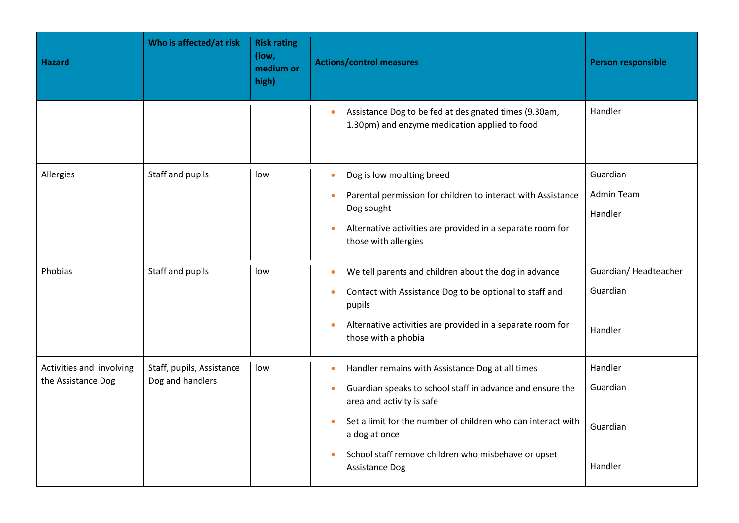| Hazard | Who is affected/at risk | Risk rating (low, medium or high) | Actions/control measures | Person responsible |
|---|---|---|---|---|
| | | | • Assistance Dog to be fed at designated times (9.30am, 1.30pm) and enzyme medication applied to food | Handler |
| Allergies | Staff and pupils | low | • Dog is low moulting breed<br>• Parental permission for children to interact with Assistance Dog sought<br>• Alternative activities are provided in a separate room for those with allergies | Guardian<br>Admin Team<br>Handler |
| Phobias | Staff and pupils | low | • We tell parents and children about the dog in advance<br>• Contact with Assistance Dog to be optional to staff and pupils<br>• Alternative activities are provided in a separate room for those with a phobia | Guardian/ Headteacher<br>Guardian<br>Handler |
| Activities and involving the Assistance Dog | Staff, pupils, Assistance Dog and handlers | low | • Handler remains with Assistance Dog at all times<br>• Guardian speaks to school staff in advance and ensure the area and activity is safe<br>• Set a limit for the number of children who can interact with a dog at once<br>• School staff remove children who misbehave or upset Assistance Dog | Handler<br>Guardian<br>Guardian<br>Handler |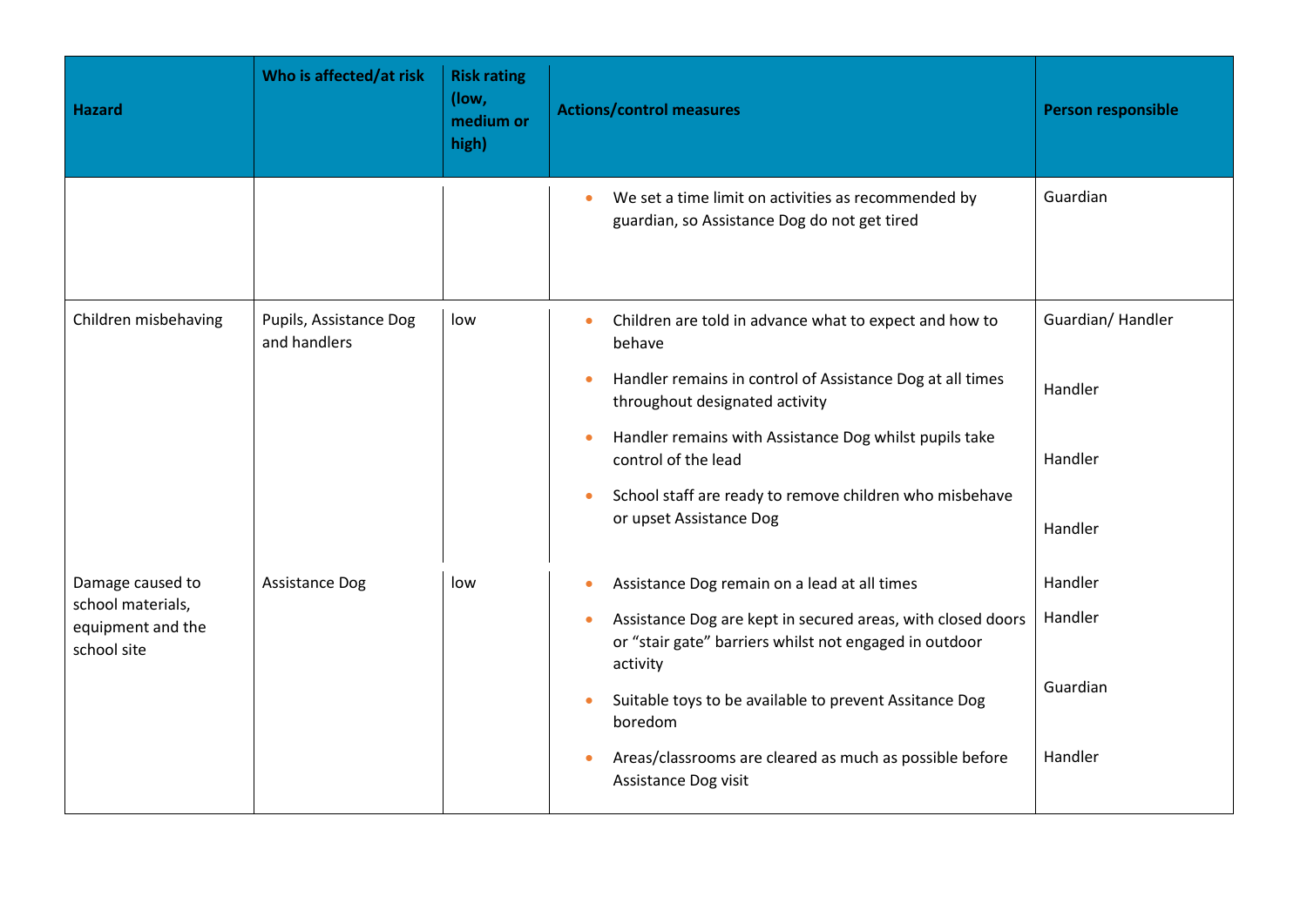| Hazard | Who is affected/at risk | Risk rating (low, medium or high) | Actions/control measures | Person responsible |
|---|---|---|---|---|
| | | | • We set a time limit on activities as recommended by guardian, so Assistance Dog do not get tired | Guardian |
| Children misbehaving | Pupils, Assistance Dog and handlers | low | • Children are told in advance what to expect and how to behave<br>• Handler remains in control of Assistance Dog at all times throughout designated activity<br>• Handler remains with Assistance Dog whilst pupils take control of the lead<br>• School staff are ready to remove children who misbehave or upset Assistance Dog | Guardian/ Handler<br>Handler<br>Handler<br>Handler |
| Damage caused to school materials, equipment and the school site | Assistance Dog | low | • Assistance Dog remain on a lead at all times<br>• Assistance Dog are kept in secured areas, with closed doors or "stair gate" barriers whilst not engaged in outdoor activity<br>• Suitable toys to be available to prevent Assitance Dog boredom<br>• Areas/classrooms are cleared as much as possible before Assistance Dog visit | Handler<br>Handler<br>Guardian<br>Handler |